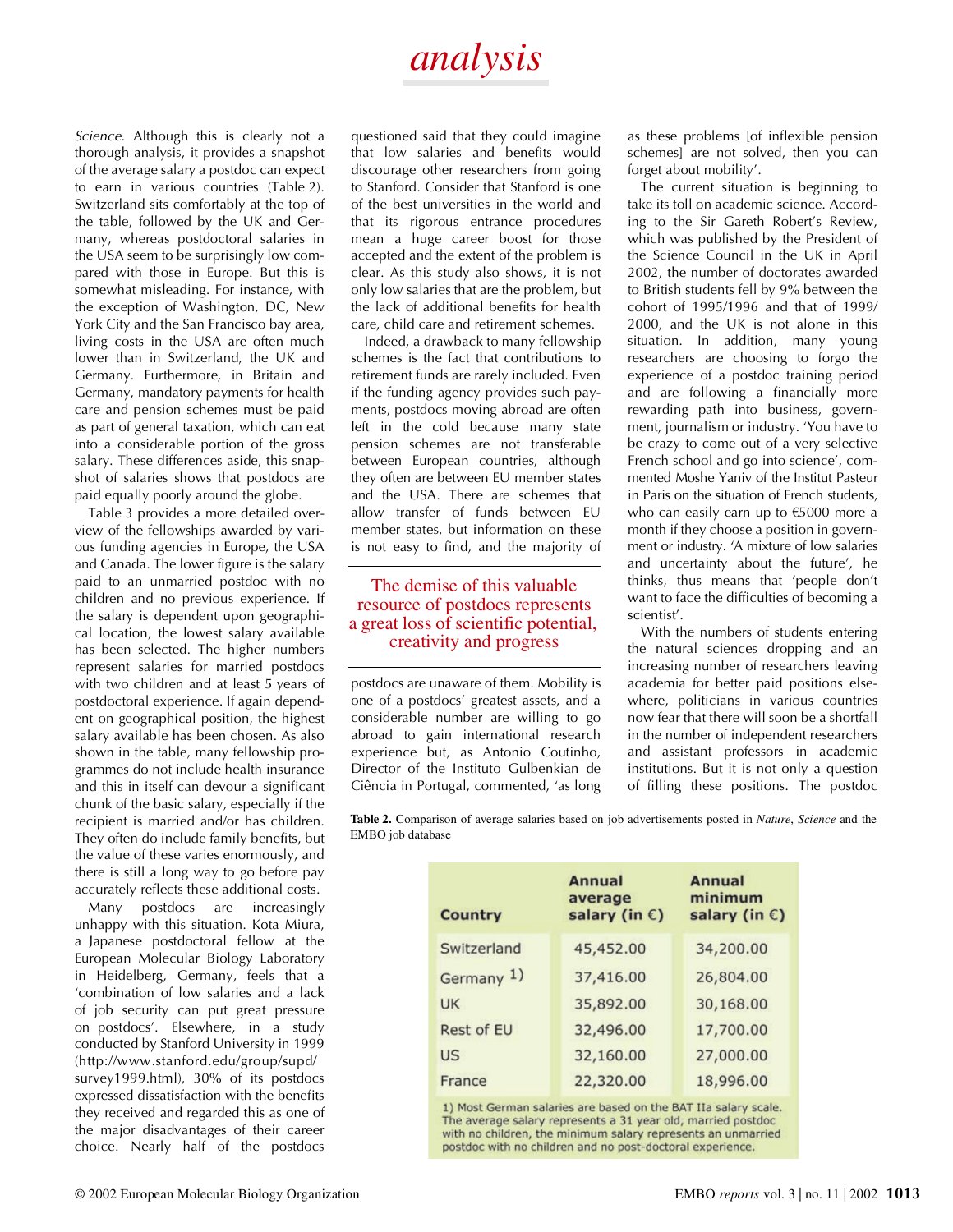*Science*. Although this is clearly not a thorough analysis, it provides a snapshot of the average salary a postdoc can expect to earn in various countries (Table 2). Switzerland sits comfortably at the top of the table, followed by the UK and Germany, whereas postdoctoral salaries in the USA seem to be surprisingly low compared with those in Europe. But this is somewhat misleading. For instance, with the exception of Washington, DC, New York City and the San Francisco bay area, living costs in the USA are often much lower than in Switzerland, the UK and Germany. Furthermore, in Britain and Germany, mandatory payments for health care and pension schemes must be paid as part of general taxation, which can eat into a considerable portion of the gross salary. These differences aside, this snapshot of salaries shows that postdocs are paid equally poorly around the globe.

Table 3 provides a more detailed overview of the fellowships awarded by various funding agencies in Europe, the USA and Canada. The lower figure is the salary paid to an unmarried postdoc with no children and no previous experience. If the salary is dependent upon geographical location, the lowest salary available has been selected. The higher numbers represent salaries for married postdocs with two children and at least 5 years of postdoctoral experience. If again dependent on geographical position, the highest salary available has been chosen. As also shown in the table, many fellowship programmes do not include health insurance and this in itself can devour a significant chunk of the basic salary, especially if the recipient is married and/or has children. They often do include family benefits, but the value of these varies enormously, and there is still a long way to go before pay accurately reflects these additional costs.

Many postdocs are increasingly unhappy with this situation. Kota Miura, a Japanese postdoctoral fellow at the European Molecular Biology Laboratory in Heidelberg, Germany, feels that a 'combination of low salaries and a lack of job security can put great pressure on postdocs'. Elsewhere, in a study conducted by Stanford University in 1999 (http://www.stanford.edu/group/supd/survey1999.html), 30% of its postdocs expressed dissatisfaction with the benefits they received and regarded this as one of the major disadvantages of their career choice. Nearly half of the postdocs questioned said that they could imagine that low salaries and benefits would discourage other researchers from going to Stanford. Consider that Stanford is one of the best universities in the world and that its rigorous entrance procedures mean a huge career boost for those accepted and the extent of the problem is clear. As this study also shows, it is not only low salaries that are the problem, but the lack of additional benefits for health care, child care and retirement schemes.

Indeed, a drawback to many fellowship schemes is the fact that contributions to retirement funds are rarely included. Even if the funding agency provides such payments, postdocs moving abroad are often left in the cold because many state pension schemes are not transferable between European countries, although they often are between EU member states and the USA. There are schemes that allow transfer of funds between EU member states, but information on these is not easy to find, and the majority of postdocs are unaware of them. Mobility is one of a postdocs' greatest assets, and a considerable number are willing to go abroad to gain international research experience but, as Antonio Coutinho, Director of the Instituto Gulbenkian de Ciência in Portugal, commented, 'as long as these problems [of inflexible pension schemes] are not solved, then you can forget about mobility'.

> The demise of this valuable resource of postdocs represents a great loss of scientific potential, creativity and progress

The current situation is beginning to take its toll on academic science. According to the Sir Gareth Robert's Review, which was published by the President of the Science Council in the UK in April 2002, the number of doctorates awarded to British students fell by 9% between the cohort of 1995/1996 and that of 1999/2000, and the UK is not alone in this situation. In addition, many young researchers are choosing to forgo the experience of a postdoc training period and are following a financially more rewarding path into business, government, journalism or industry. 'You have to be crazy to come out of a very selective French school and go into science', commented Moshe Yaniv of the Institut Pasteur in Paris on the situation of French students, who can easily earn up to €5000 more a month if they choose a position in government or industry. 'A mixture of low salaries and uncertainty about the future', he thinks, thus means that 'people don't want to face the difficulties of becoming a scientist'.

With the numbers of students entering the natural sciences dropping and an increasing number of researchers leaving academia for better paid positions elsewhere, politicians in various countries now fear that there will soon be a shortfall in the number of independent researchers and assistant professors in academic institutions. But it is not only a question of filling these positions. The postdoc

**Table 2.** Comparison of average salaries based on job advertisements posted in *Nature*, *Science* and the EMBO job database

| Country | Annual average salary (in €) | Annual minimum salary (in €) |
|---|---|---|
| Switzerland | 45,452.00 | 34,200.00 |
| Germany 1) | 37,416.00 | 26,804.00 |
| UK | 35,892.00 | 30,168.00 |
| Rest of EU | 32,496.00 | 17,700.00 |
| US | 32,160.00 | 27,000.00 |
| France | 22,320.00 | 18,996.00 |

1) Most German salaries are based on the BAT IIa salary scale. The average salary represents a 31 year old, married postdoc with no children, the minimum salary represents an unmarried postdoc with no children and no post-doctoral experience.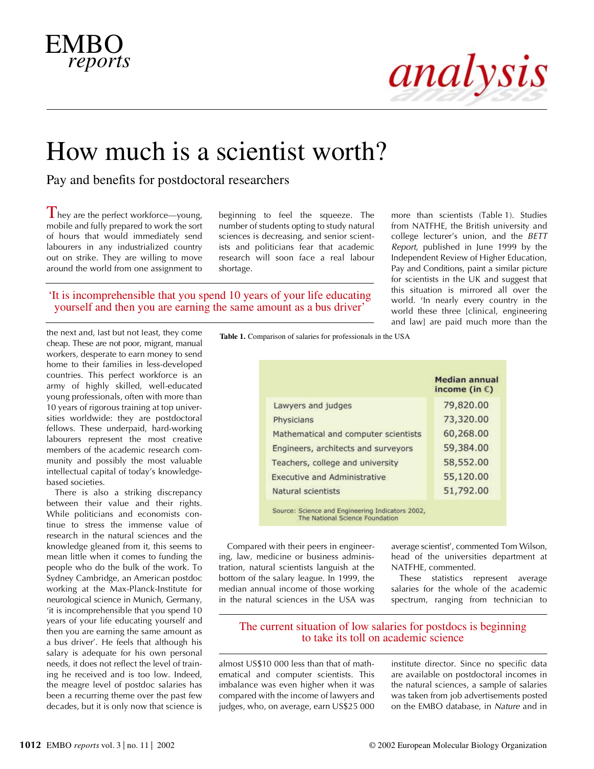# How much is a scientist worth?

## Pay and benefits for postdoctoral researchers

They are the perfect workforce—young, mobile and fully prepared to work the sort of hours that would immediately send labourers in any industrialized country out on strike. They are willing to move around the world from one assignment to the next and, last but not least, they come cheap. These are not poor, migrant, manual workers, desperate to earn money to send home to their families in less-developed countries. This perfect workforce is an army of highly skilled, well-educated young professionals, often with more than 10 years of rigorous training at top universities worldwide: they are postdoctoral fellows. These underpaid, hard-working labourers represent the most creative members of the academic research community and possibly the most valuable intellectual capital of today's knowledge-based societies.

> 'It is incomprehensible that you spend 10 years of your life educating yourself and then you are earning the same amount as a bus driver'

There is also a striking discrepancy between their value and their rights. While politicians and economists continue to stress the immense value of research in the natural sciences and the knowledge gleaned from it, this seems to mean little when it comes to funding the people who do the bulk of the work. To Sydney Cambridge, an American postdoc working at the Max-Planck-Institute for neurological science in Munich, Germany, 'it is incomprehensible that you spend 10 years of your life educating yourself and then you are earning the same amount as a bus driver'. He feels that although his salary is adequate for his own personal needs, it does not reflect the level of training he received and is too low. Indeed, the meagre level of postdoc salaries has been a recurring theme over the past few decades, but it is only now that science is beginning to feel the squeeze. The number of students opting to study natural sciences is decreasing, and senior scientists and politicians fear that academic research will soon face a real labour shortage.

**Table 1.** Comparison of salaries for professionals in the USA

| | Median annual income (in €) |
|---|---|
| Lawyers and judges | 79,820.00 |
| Physicians | 73,320.00 |
| Mathematical and computer scientists | 60,268.00 |
| Engineers, architects and surveyors | 59,384.00 |
| Teachers, college and university | 58,552.00 |
| Executive and Administrative | 55,120.00 |
| Natural scientists | 51,792.00 |

Source: Science and Engineering Indicators 2002, The National Science Foundation

Compared with their peers in engineering, law, medicine or business administration, natural scientists languish at the bottom of the salary league. In 1999, the median annual income of those working in the natural sciences in the USA was almost US$10 000 less than that of mathematical and computer scientists. This imbalance was even higher when it was compared with the income of lawyers and judges, who, on average, earn US$25 000 more than scientists (Table 1). Studies from NATFHE, the British university and college lecturer's union, and the *BETT Report*, published in June 1999 by the Independent Review of Higher Education, Pay and Conditions, paint a similar picture for scientists in the UK and suggest that this situation is mirrored all over the world. 'In nearly every country in the world these three [clinical, engineering and law] are paid much more than the average scientist', commented Tom Wilson, head of the universities department at NATFHE, commented.

> The current situation of low salaries for postdocs is beginning to take its toll on academic science

These statistics represent average salaries for the whole of the academic spectrum, ranging from technician to institute director. Since no specific data are available on postdoctoral incomes in the natural sciences, a sample of salaries was taken from job advertisements posted on the EMBO database, in *Nature* and in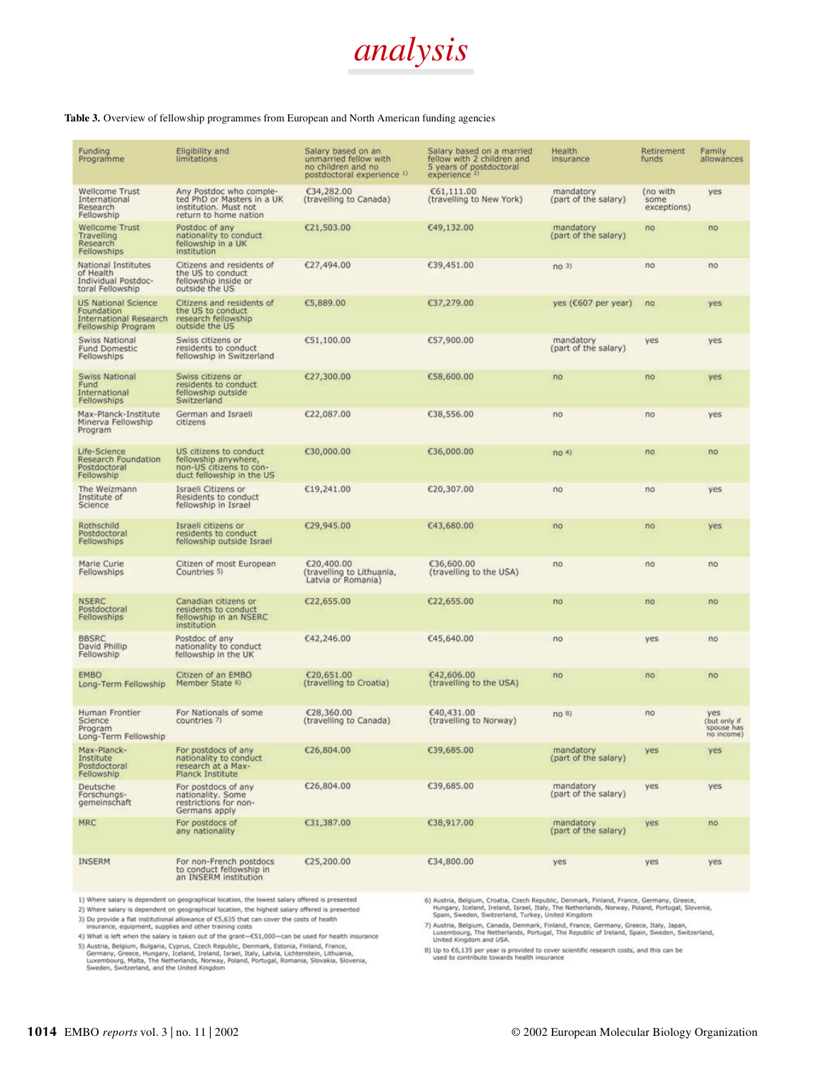**Table 3.** Overview of fellowship programmes from European and North American funding agencies

| Funding Programme | Eligibility and limitations | Salary based on an unmarried fellow with no children and no postdoctoral experience [1] | Salary based on a married fellow with 2 children and 5 years of postdoctoral experience [2] | Health insurance | Retirement funds | Family allowances |
|---|---|---|---|---|---|---|
| Wellcome Trust International Research Fellowship | Any Postdoc who completed PhD or Masters in a UK institution. Must not return to home nation | €34,282.00 (travelling to Canada) | €61,111.00 (travelling to New York) | mandatory (part of the salary) | (no with some exceptions) | yes |
| Wellcome Trust Travelling Research Fellowships | Postdoc of any nationality to conduct fellowship in a UK institution | €21,503.00 | €49,132.00 | mandatory (part of the salary) | no | no |
| National Institutes of Health Individual Postdoctoral Fellowship | Citizens and residents of the US to conduct fellowship inside or outside the US | €27,494.00 | €39,451.00 | no [3] | no | no |
| US National Science Foundation International Research Fellowship Program | Citizens and residents of the US to conduct research fellowship outside the US | €5,889.00 | €37,279.00 | yes (€607 per year) | no | yes |
| Swiss National Fund Domestic Fellowships | Swiss citizens or residents to conduct fellowship in Switzerland | €51,100.00 | €57,900.00 | mandatory (part of the salary) | yes | yes |
| Swiss National Fund International Fellowships | Swiss citizens or residents to conduct fellowship outside Switzerland | €27,300.00 | €58,600.00 | no | no | yes |
| Max-Planck-Institute Minerva Fellowship Program | German and Israeli citizens | €22,087.00 | €38,556.00 | no | no | yes |
| Life-Science Research Foundation Postdoctoral Fellowship | US citizens to conduct fellowship anywhere, non-US citizens to conduct fellowship in the US | €30,000.00 | €36,000.00 | no [4] | no | no |
| The Weizmann Institute of Science | Israeli Citizens or Residents to conduct fellowship in Israel | €19,241.00 | €20,307.00 | no | no | yes |
| Rothschild Postdoctoral Fellowships | Israeli citizens or residents to conduct fellowship outside Israel | €29,945.00 | €43,680.00 | no | no | yes |
| Marie Curie Fellowships | Citizen of most European Countries [5] | €20,400.00 (travelling to Lithuania, Latvia or Romania) | €36,600.00 (travelling to the USA) | no | no | no |
| NSERC Postdoctoral Fellowships | Canadian citizens or residents to conduct fellowship in an NSERC institution | €22,655.00 | €22,655.00 | no | no | no |
| BBSRC David Phillip Fellowship | Postdoc of any nationality to conduct fellowship in the UK | €42,246.00 | €45,640.00 | no | yes | no |
| EMBO Long-Term Fellowship | Citizen of an EMBO Member State [6] | €20,651.00 (travelling to Croatia) | €42,606.00 (travelling to the USA) | no | no | no |
| Human Frontier Science Program Long-Term Fellowship | For Nationals of some countries [7] | €28,360.00 (travelling to Canada) | €40,431.00 (travelling to Norway) | no [8] | no | yes (but only if spouse has no income) |
| Max-Planck-Institute Postdoctoral Fellowship | For postdocs of any nationality to conduct research at a Max-Planck Institute | €26,804.00 | €39,685.00 | mandatory (part of the salary) | yes | yes |
| Deutsche Forschungsgemeinschaft | For postdocs of any nationality. Some restrictions for non-Germans apply | €26,804.00 | €39,685.00 | mandatory (part of the salary) | yes | yes |
| MRC | For postdocs of any nationality | €31,387.00 | €38,917.00 | mandatory (part of the salary) | yes | no |
| INSERM | For non-French postdocs to conduct fellowship in an INSERM institution | €25,200.00 | €34,800.00 | yes | yes | yes |

1) Where salary is dependent on geographical location, the lowest salary offered is presented
2) Where salary is dependent on geographical location, the highest salary offered is presented
3) Do provide a flat institutional allowance of €5,635 that can cover the costs of health insurance, equipment, supplies and other training costs
4) What is left when the salary is taken out of the grant—€51,000—can be used for health insurance
5) Austria, Belgium, Bulgaria, Cyprus, Czech Republic, Denmark, Estonia, Finland, France, Germany, Greece, Hungary, Iceland, Ireland, Israel, Italy, Latvia, Lichtenstein, Lithuania, Luxembourg, Malta, The Netherlands, Norway, Poland, Portugal, Romania, Slovakia, Slovenia, Sweden, Switzerland, and the United Kingdom
6) Austria, Belgium, Croatia, Czech Republic, Denmark, Finland, France, Germany, Greece, Hungary, Iceland, Ireland, Israel, Italy, The Netherlands, Norway, Poland, Portugal, Slovenia, Spain, Sweden, Switzerland, Turkey, United Kingdom
7) Austria, Belgium, Canada, Denmark, Finland, France, Germany, Greece, Italy, Japan, Luxembourg, The Netherlands, Portugal, The Republic of Ireland, Spain, Sweden, Switzerland, United Kingdom and USA.
8) Up to €6,135 per year is provided to cover scientific research costs, and this can be used to contribute towards health insurance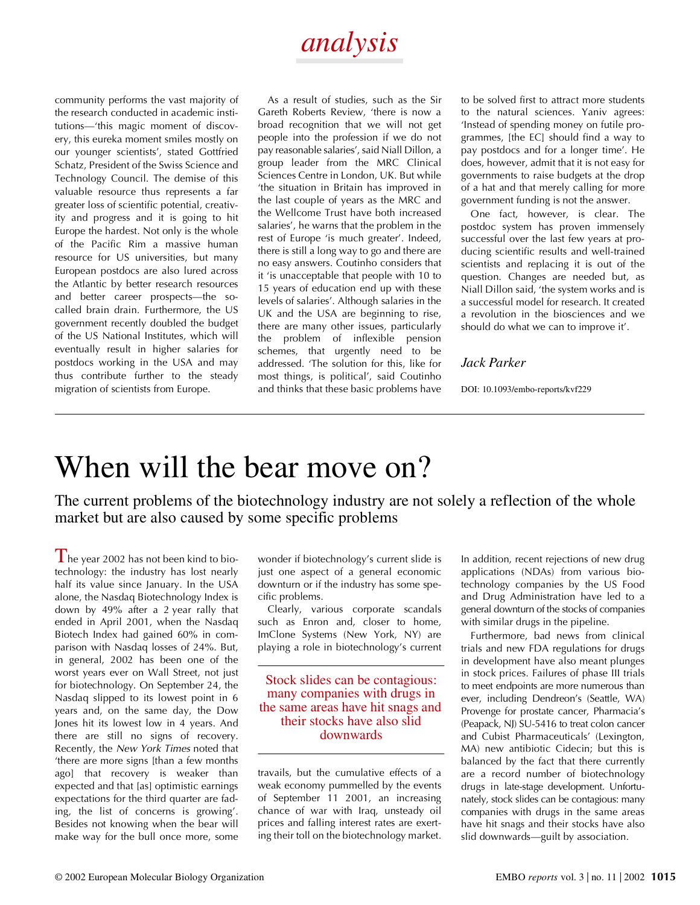community performs the vast majority of the research conducted in academic institutions—'this magic moment of discovery, this eureka moment smiles mostly on our younger scientists', stated Gottfried Schatz, President of the Swiss Science and Technology Council. The demise of this valuable resource thus represents a far greater loss of scientific potential, creativity and progress and it is going to hit Europe the hardest. Not only is the whole of the Pacific Rim a massive human resource for US universities, but many European postdocs are also lured across the Atlantic by better research resources and better career prospects—the so-called brain drain. Furthermore, the US government recently doubled the budget of the US National Institutes, which will eventually result in higher salaries for postdocs working in the USA and may thus contribute further to the steady migration of scientists from Europe.

As a result of studies, such as the Sir Gareth Roberts Review, 'there is now a broad recognition that we will not get people into the profession if we do not pay reasonable salaries', said Niall Dillon, a group leader from the MRC Clinical Sciences Centre in London, UK. But while 'the situation in Britain has improved in the last couple of years as the MRC and the Wellcome Trust have both increased salaries', he warns that the problem in the rest of Europe 'is much greater'. Indeed, there is still a long way to go and there are no easy answers. Coutinho considers that it 'is unacceptable that people with 10 to 15 years of education end up with these levels of salaries'. Although salaries in the UK and the USA are beginning to rise, there are many other issues, particularly the problem of inflexible pension schemes, that urgently need to be addressed. 'The solution for this, like for most things, is political', said Coutinho and thinks that these basic problems have to be solved first to attract more students to the natural sciences. Yaniv agrees: 'Instead of spending money on futile programmes, [the EC] should find a way to pay postdocs and for a longer time'. He does, however, admit that it is not easy for governments to raise budgets at the drop of a hat and that merely calling for more government funding is not the answer.

One fact, however, is clear. The postdoc system has proven immensely successful over the last few years at producing scientific results and well-trained scientists and replacing it is out of the question. Changes are needed but, as Niall Dillon said, 'the system works and is a successful model for research. It created a revolution in the biosciences and we should do what we can to improve it'.

*Jack Parker*

DOI: 10.1093/embo-reports/kvf229

# When will the bear move on?

## The current problems of the biotechnology industry are not solely a reflection of the whole market but are also caused by some specific problems

The year 2002 has not been kind to biotechnology: the industry has lost nearly half its value since January. In the USA alone, the Nasdaq Biotechnology Index is down by 49% after a 2 year rally that ended in April 2001, when the Nasdaq Biotech Index had gained 60% in comparison with Nasdaq losses of 24%. But, in general, 2002 has been one of the worst years ever on Wall Street, not just for biotechnology. On September 24, the Nasdaq slipped to its lowest point in 6 years and, on the same day, the Dow Jones hit its lowest low in 4 years. And there are still no signs of recovery. Recently, the *New York Times* noted that 'there are more signs [than a few months ago] that recovery is weaker than expected and that [as] optimistic earnings expectations for the third quarter are fading, the list of concerns is growing'. Besides not knowing when the bear will make way for the bull once more, some wonder if biotechnology's current slide is just one aspect of a general economic downturn or if the industry has some specific problems.

Clearly, various corporate scandals such as Enron and, closer to home, ImClone Systems (New York, NY) are playing a role in biotechnology's current travails, but the cumulative effects of a weak economy pummelled by the events of September 11 2001, an increasing chance of war with Iraq, unsteady oil prices and falling interest rates are exerting their toll on the biotechnology market.

> Stock slides can be contagious: many companies with drugs in the same areas have hit snags and their stocks have also slid downwards

In addition, recent rejections of new drug applications (NDAs) from various biotechnology companies by the US Food and Drug Administration have led to a general downturn of the stocks of companies with similar drugs in the pipeline.

Furthermore, bad news from clinical trials and new FDA regulations for drugs in development have also meant plunges in stock prices. Failures of phase III trials to meet endpoints are more numerous than ever, including Dendreon's (Seattle, WA) Provenge for prostate cancer, Pharmacia's (Peapack, NJ) SU-5416 to treat colon cancer and Cubist Pharmaceuticals' (Lexington, MA) new antibiotic Cidecin; but this is balanced by the fact that there currently are a record number of biotechnology drugs in late-stage development. Unfortunately, stock slides can be contagious: many companies with drugs in the same areas have hit snags and their stocks have also slid downwards—guilt by association.